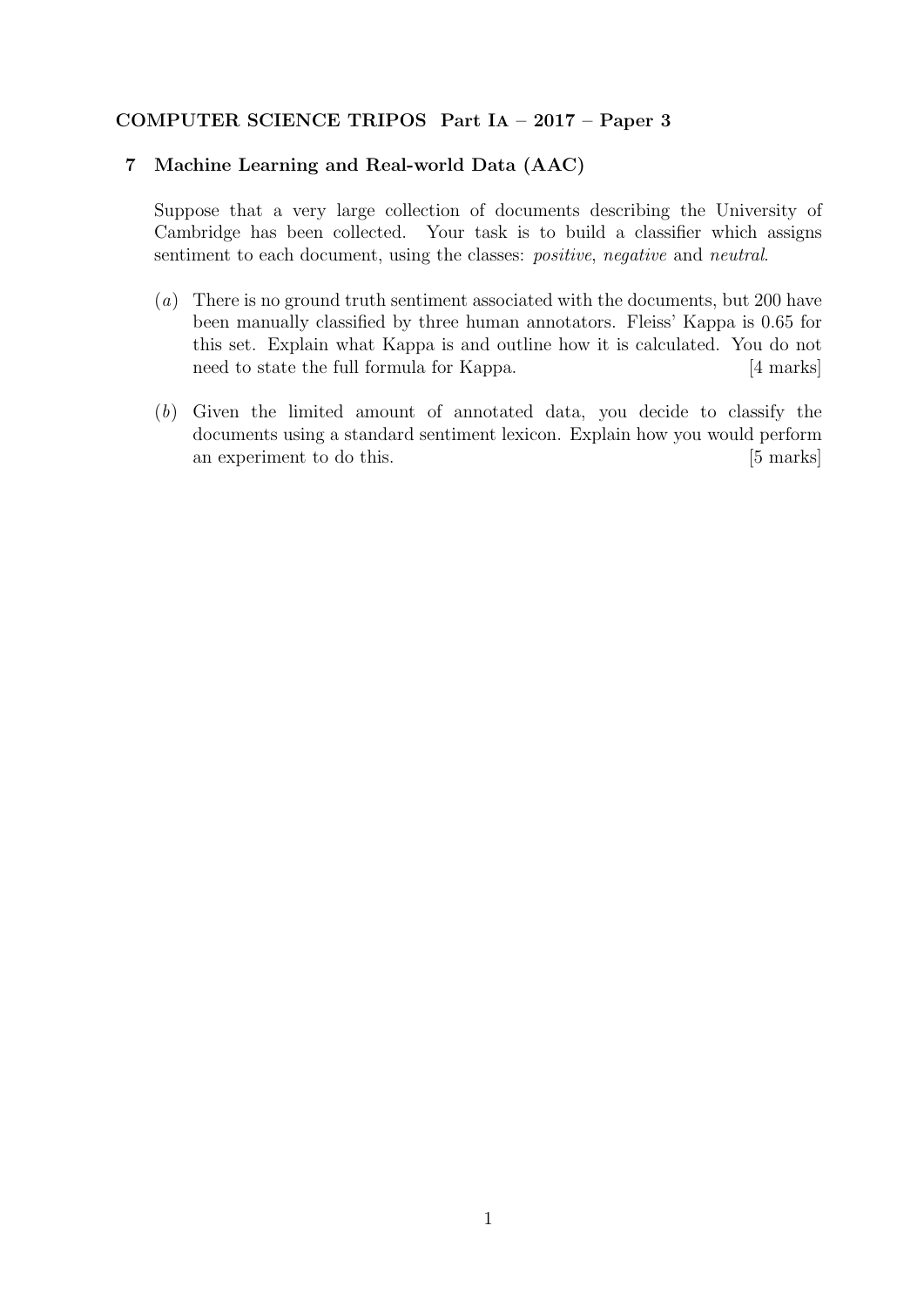**COMPUTER SCIENCE TRIPOS Part IA – 2017 – Paper 3**

## 7 Machine Learning and Real-world Data (AAC)

Suppose that a very large collection of documents describing the University of Cambridge has been collected. Your task is to build a classifier which assigns sentiment to each document, using the classes: *positive*, *negative* and *neutral*.

(*a*) There is no ground truth sentiment associated with the documents, but 200 have been manually classified by three human annotators. Fleiss' Kappa is 0.65 for this set. Explain what Kappa is and outline how it is calculated. You do not need to state the full formula for Kappa. [4 marks]

(*b*) Given the limited amount of annotated data, you decide to classify the documents using a standard sentiment lexicon. Explain how you would perform an experiment to do this. [5 marks]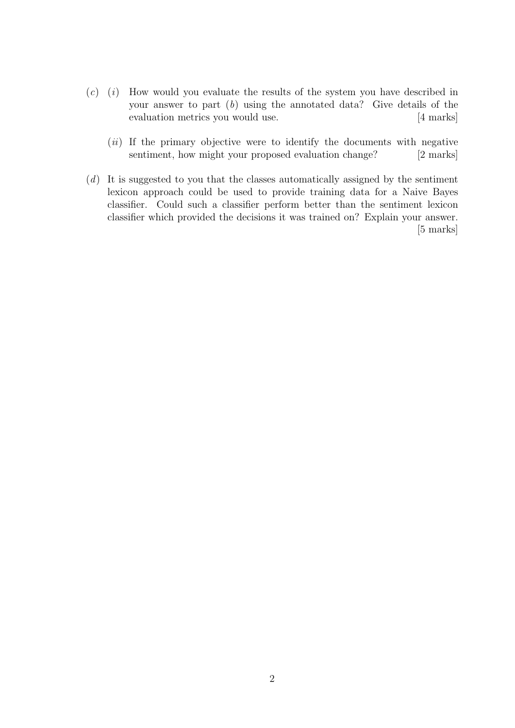(c) (i) How would you evaluate the results of the system you have described in your answer to part (b) using the annotated data? Give details of the evaluation metrics you would use. [4 marks]

(ii) If the primary objective were to identify the documents with negative sentiment, how might your proposed evaluation change? [2 marks]

(d) It is suggested to you that the classes automatically assigned by the sentiment lexicon approach could be used to provide training data for a Naive Bayes classifier. Could such a classifier perform better than the sentiment lexicon classifier which provided the decisions it was trained on? Explain your answer. [5 marks]